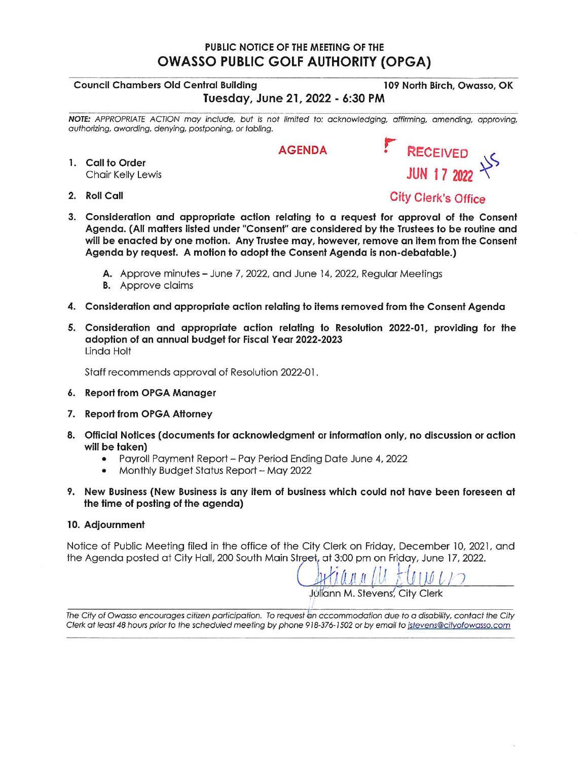**PUBLIC NOTICE OF THE MEETING OF THE**

# OWASSO PUBLIC GOLF AUTHORITY (OPGA)

**Council Chambers Old Central Building** — **109 North Birch, Owasso, OK**

**Tuesday, June 21, 2022 - 6:30 PM**

***NOTE:*** *APPROPRIATE ACTION may include, but is not limited to: acknowledging, affirming, amending, approving, authorizing, awarding, denying, postponing, or tabling.*

RECEIVED
JUN 17 2022
City Clerk's Office

## AGENDA

1. **Call to Order**
   Chair Kelly Lewis

2. **Roll Call**

3. **Consideration and appropriate action relating to a request for approval of the Consent Agenda. (All matters listed under "Consent" are considered by the Trustees to be routine and will be enacted by one motion. Any Trustee may, however, remove an item from the Consent Agenda by request. A motion to adopt the Consent Agenda is non-debatable.)**

   **A.** Approve minutes – June 7, 2022, and June 14, 2022, Regular Meetings
   **B.** Approve claims

4. **Consideration and appropriate action relating to items removed from the Consent Agenda**

5. **Consideration and appropriate action relating to Resolution 2022-01, providing for the adoption of an annual budget for Fiscal Year 2022-2023**
   Linda Holt

   Staff recommends approval of Resolution 2022-01.

6. **Report from OPGA Manager**

7. **Report from OPGA Attorney**

8. **Official Notices (documents for acknowledgment or information only, no discussion or action will be taken)**
   - Payroll Payment Report – Pay Period Ending Date June 4, 2022
   - Monthly Budget Status Report – May 2022

9. **New Business (New Business is any item of business which could not have been foreseen at the time of posting of the agenda)**

10. **Adjournment**

Notice of Public Meeting filed in the office of the City Clerk on Friday, December 10, 2021, and the Agenda posted at City Hall, 200 South Main Street, at 3:00 pm on Friday, June 17, 2022.

Juliann M. Stevens, City Clerk

*The City of Owasso encourages citizen participation. To request an accommodation due to a disability, contact the City Clerk at least 48 hours prior to the scheduled meeting by phone 918-376-1502 or by email to jstevens@cityofowasso.com*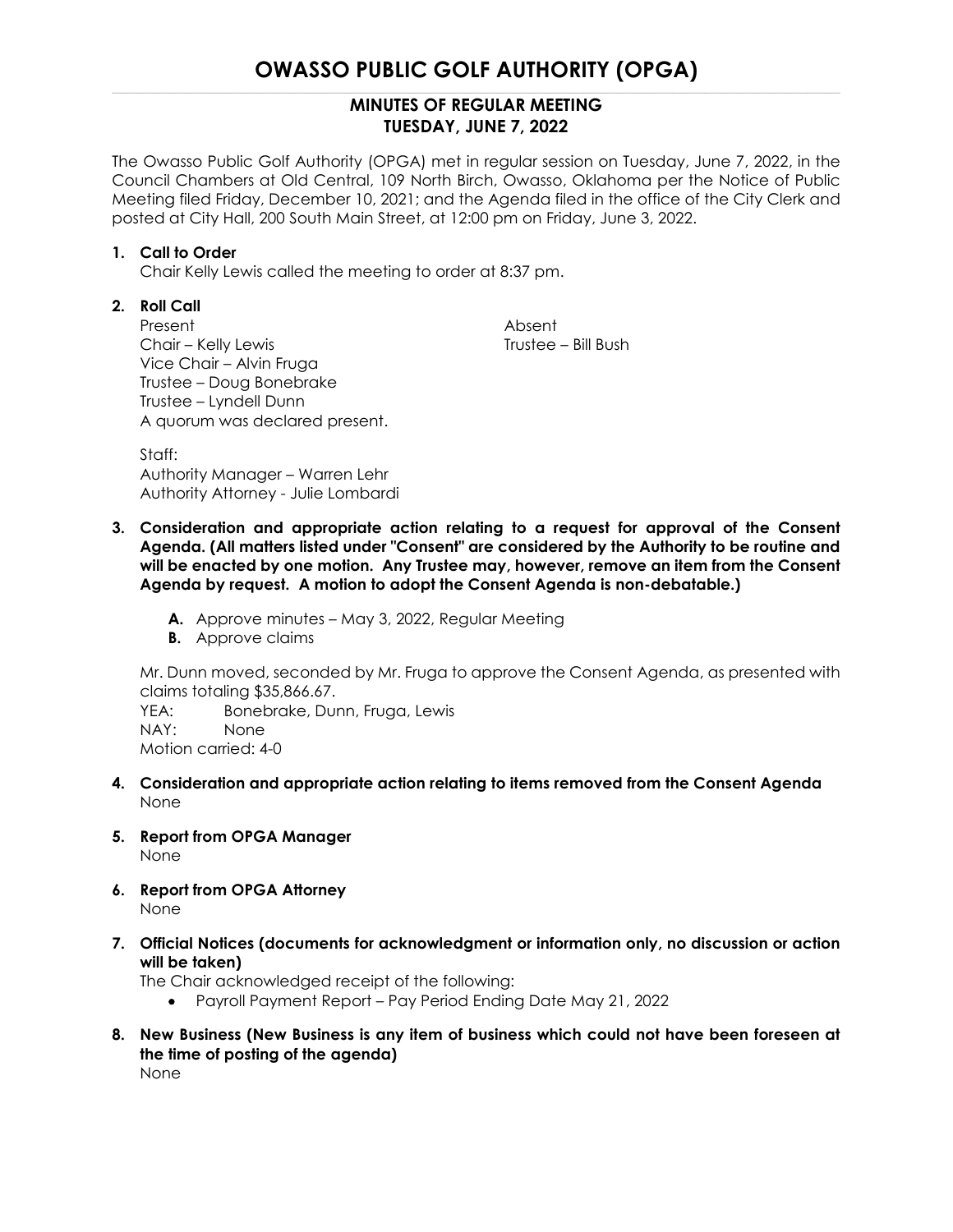# OWASSO PUBLIC GOLF AUTHORITY (OPGA)

## MINUTES OF REGULAR MEETING
## TUESDAY, JUNE 7, 2022

The Owasso Public Golf Authority (OPGA) met in regular session on Tuesday, June 7, 2022, in the Council Chambers at Old Central, 109 North Birch, Owasso, Oklahoma per the Notice of Public Meeting filed Friday, December 10, 2021; and the Agenda filed in the office of the City Clerk and posted at City Hall, 200 South Main Street, at 12:00 pm on Friday, June 3, 2022.

1. **Call to Order**
   Chair Kelly Lewis called the meeting to order at 8:37 pm.

2. **Roll Call**

   Present
   Chair – Kelly Lewis
   Vice Chair – Alvin Fruga
   Trustee – Doug Bonebrake
   Trustee – Lyndell Dunn
   A quorum was declared present.

   Absent
   Trustee – Bill Bush

   Staff:
   Authority Manager – Warren Lehr
   Authority Attorney - Julie Lombardi

3. **Consideration and appropriate action relating to a request for approval of the Consent Agenda. (All matters listed under "Consent" are considered by the Authority to be routine and will be enacted by one motion. Any Trustee may, however, remove an item from the Consent Agenda by request. A motion to adopt the Consent Agenda is non-debatable.)**

   - **A.** Approve minutes – May 3, 2022, Regular Meeting
   - **B.** Approve claims

   Mr. Dunn moved, seconded by Mr. Fruga to approve the Consent Agenda, as presented with claims totaling $35,866.67.
   YEA: Bonebrake, Dunn, Fruga, Lewis
   NAY: None
   Motion carried: 4-0

4. **Consideration and appropriate action relating to items removed from the Consent Agenda**
   None

5. **Report from OPGA Manager**
   None

6. **Report from OPGA Attorney**
   None

7. **Official Notices (documents for acknowledgment or information only, no discussion or action will be taken)**
   The Chair acknowledged receipt of the following:
   - Payroll Payment Report – Pay Period Ending Date May 21, 2022

8. **New Business (New Business is any item of business which could not have been foreseen at the time of posting of the agenda)**
   None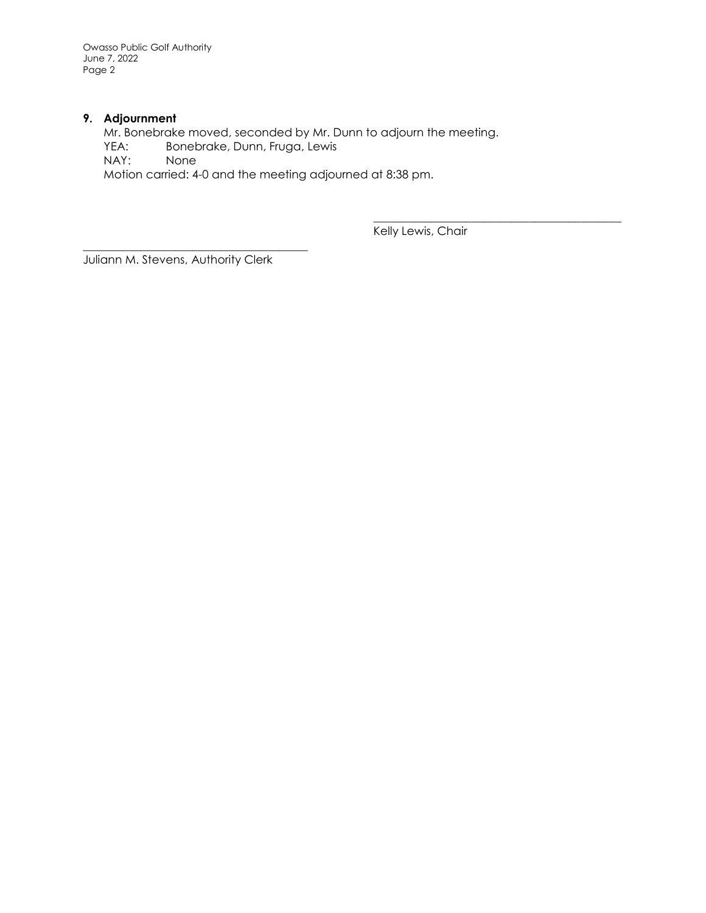**9. Adjournment**

Mr. Bonebrake moved, seconded by Mr. Dunn to adjourn the meeting.

YEA: Bonebrake, Dunn, Fruga, Lewis

NAY: None

Motion carried: 4-0 and the meeting adjourned at 8:38 pm.

_______________________________________

Kelly Lewis, Chair

_______________________________________

Juliann M. Stevens, Authority Clerk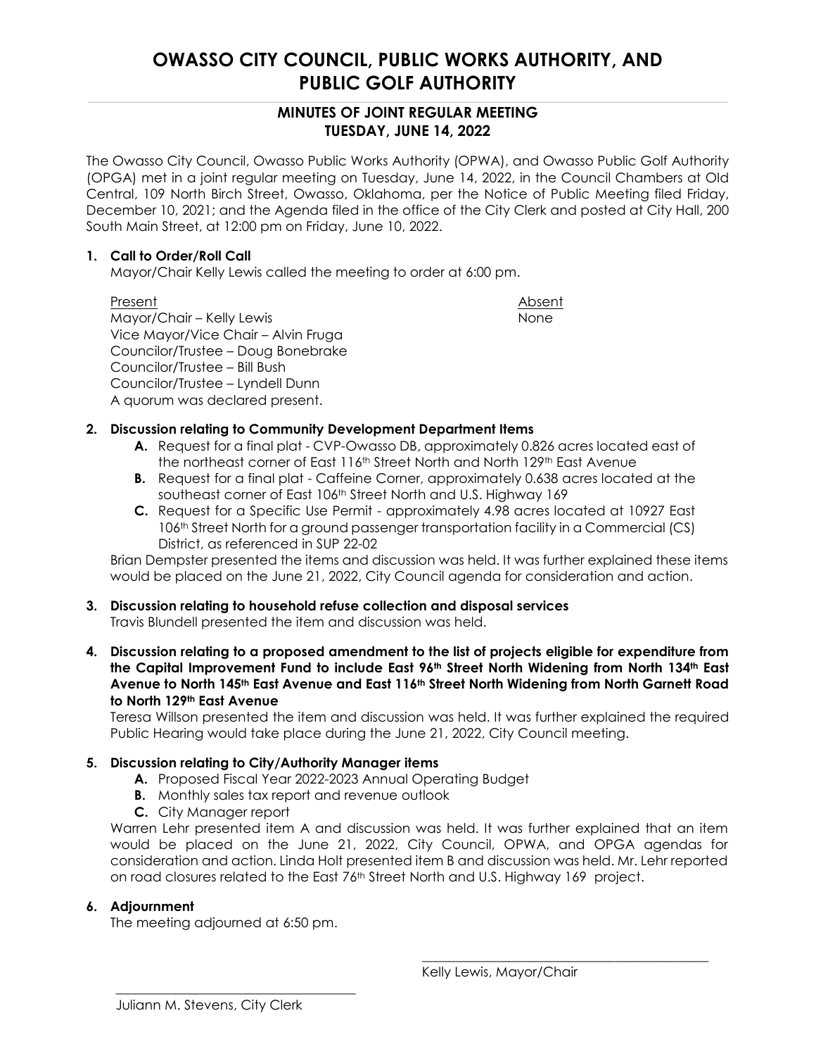# OWASSO CITY COUNCIL, PUBLIC WORKS AUTHORITY, AND PUBLIC GOLF AUTHORITY

## MINUTES OF JOINT REGULAR MEETING
## TUESDAY, JUNE 14, 2022

The Owasso City Council, Owasso Public Works Authority (OPWA), and Owasso Public Golf Authority (OPGA) met in a joint regular meeting on Tuesday, June 14, 2022, in the Council Chambers at Old Central, 109 North Birch Street, Owasso, Oklahoma, per the Notice of Public Meeting filed Friday, December 10, 2021; and the Agenda filed in the office of the City Clerk and posted at City Hall, 200 South Main Street, at 12:00 pm on Friday, June 10, 2022.

**1. Call to Order/Roll Call**

Mayor/Chair Kelly Lewis called the meeting to order at 6:00 pm.

| Present | Absent |
|---|---|
| Mayor/Chair – Kelly Lewis | None |
| Vice Mayor/Vice Chair – Alvin Fruga | |
| Councilor/Trustee – Doug Bonebrake | |
| Councilor/Trustee – Bill Bush | |
| Councilor/Trustee – Lyndell Dunn | |

A quorum was declared present.

**2. Discussion relating to Community Development Department Items**

- **A.** Request for a final plat - CVP-Owasso DB, approximately 0.826 acres located east of the northeast corner of East 116th Street North and North 129th East Avenue
- **B.** Request for a final plat - Caffeine Corner, approximately 0.638 acres located at the southeast corner of East 106th Street North and U.S. Highway 169
- **C.** Request for a Specific Use Permit - approximately 4.98 acres located at 10927 East 106th Street North for a ground passenger transportation facility in a Commercial (CS) District, as referenced in SUP 22-02

Brian Dempster presented the items and discussion was held. It was further explained these items would be placed on the June 21, 2022, City Council agenda for consideration and action.

**3. Discussion relating to household refuse collection and disposal services**

Travis Blundell presented the item and discussion was held.

**4. Discussion relating to a proposed amendment to the list of projects eligible for expenditure from the Capital Improvement Fund to include East 96th Street North Widening from North 134th East Avenue to North 145th East Avenue and East 116th Street North Widening from North Garnett Road to North 129th East Avenue**

Teresa Willson presented the item and discussion was held. It was further explained the required Public Hearing would take place during the June 21, 2022, City Council meeting.

**5. Discussion relating to City/Authority Manager items**

- **A.** Proposed Fiscal Year 2022-2023 Annual Operating Budget
- **B.** Monthly sales tax report and revenue outlook
- **C.** City Manager report

Warren Lehr presented item A and discussion was held. It was further explained that an item would be placed on the June 21, 2022, City Council, OPWA, and OPGA agendas for consideration and action. Linda Holt presented item B and discussion was held. Mr. Lehr reported on road closures related to the East 76th Street North and U.S. Highway 169 project.

**6. Adjournment**

The meeting adjourned at 6:50 pm.

\_\_\_\_\_\_\_\_\_\_\_\_\_\_\_\_\_\_\_\_\_\_\_\_\_\_\_\_\_\_\_\_\_\_\_\_
Kelly Lewis, Mayor/Chair

\_\_\_\_\_\_\_\_\_\_\_\_\_\_\_\_\_\_\_\_\_\_\_\_\_\_\_\_\_\_\_\_\_\_\_\_
Juliann M. Stevens, City Clerk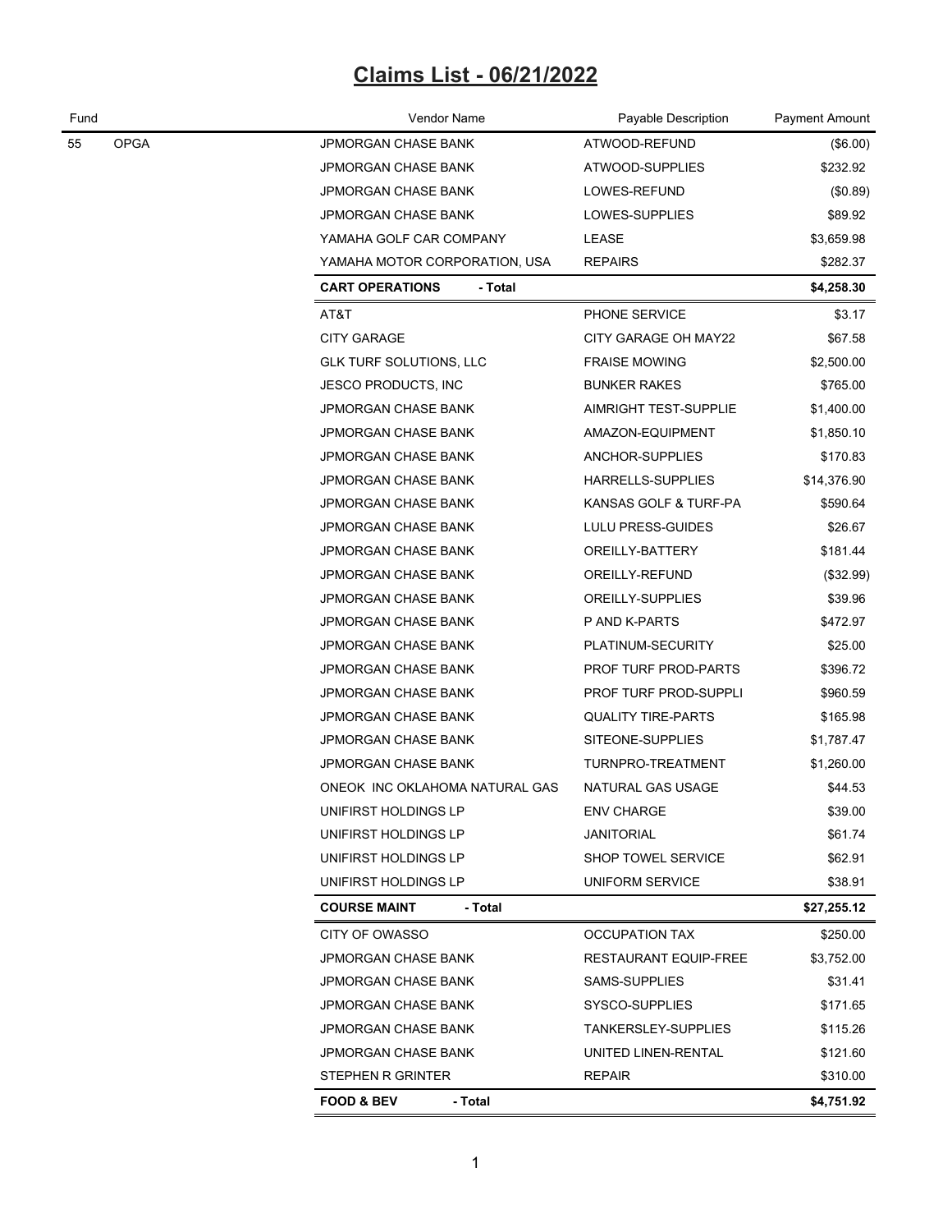# Claims List - 06/21/2022

| Fund | | Vendor Name | Payable Description | Payment Amount |
|---|---|---|---|---|
| 55 | OPGA | JPMORGAN CHASE BANK | ATWOOD-REFUND | ($6.00) |
| | | JPMORGAN CHASE BANK | ATWOOD-SUPPLIES | $232.92 |
| | | JPMORGAN CHASE BANK | LOWES-REFUND | ($0.89) |
| | | JPMORGAN CHASE BANK | LOWES-SUPPLIES | $89.92 |
| | | YAMAHA GOLF CAR COMPANY | LEASE | $3,659.98 |
| | | YAMAHA MOTOR CORPORATION, USA | REPAIRS | $282.37 |
| | | **CART OPERATIONS - Total** | | **$4,258.30** |
| | | AT&T | PHONE SERVICE | $3.17 |
| | | CITY GARAGE | CITY GARAGE OH MAY22 | $67.58 |
| | | GLK TURF SOLUTIONS, LLC | FRAISE MOWING | $2,500.00 |
| | | JESCO PRODUCTS, INC | BUNKER RAKES | $765.00 |
| | | JPMORGAN CHASE BANK | AIMRIGHT TEST-SUPPLIE | $1,400.00 |
| | | JPMORGAN CHASE BANK | AMAZON-EQUIPMENT | $1,850.10 |
| | | JPMORGAN CHASE BANK | ANCHOR-SUPPLIES | $170.83 |
| | | JPMORGAN CHASE BANK | HARRELLS-SUPPLIES | $14,376.90 |
| | | JPMORGAN CHASE BANK | KANSAS GOLF & TURF-PA | $590.64 |
| | | JPMORGAN CHASE BANK | LULU PRESS-GUIDES | $26.67 |
| | | JPMORGAN CHASE BANK | OREILLY-BATTERY | $181.44 |
| | | JPMORGAN CHASE BANK | OREILLY-REFUND | ($32.99) |
| | | JPMORGAN CHASE BANK | OREILLY-SUPPLIES | $39.96 |
| | | JPMORGAN CHASE BANK | P AND K-PARTS | $472.97 |
| | | JPMORGAN CHASE BANK | PLATINUM-SECURITY | $25.00 |
| | | JPMORGAN CHASE BANK | PROF TURF PROD-PARTS | $396.72 |
| | | JPMORGAN CHASE BANK | PROF TURF PROD-SUPPLI | $960.59 |
| | | JPMORGAN CHASE BANK | QUALITY TIRE-PARTS | $165.98 |
| | | JPMORGAN CHASE BANK | SITEONE-SUPPLIES | $1,787.47 |
| | | JPMORGAN CHASE BANK | TURNPRO-TREATMENT | $1,260.00 |
| | | ONEOK INC OKLAHOMA NATURAL GAS | NATURAL GAS USAGE | $44.53 |
| | | UNIFIRST HOLDINGS LP | ENV CHARGE | $39.00 |
| | | UNIFIRST HOLDINGS LP | JANITORIAL | $61.74 |
| | | UNIFIRST HOLDINGS LP | SHOP TOWEL SERVICE | $62.91 |
| | | UNIFIRST HOLDINGS LP | UNIFORM SERVICE | $38.91 |
| | | **COURSE MAINT - Total** | | **$27,255.12** |
| | | CITY OF OWASSO | OCCUPATION TAX | $250.00 |
| | | JPMORGAN CHASE BANK | RESTAURANT EQUIP-FREE | $3,752.00 |
| | | JPMORGAN CHASE BANK | SAMS-SUPPLIES | $31.41 |
| | | JPMORGAN CHASE BANK | SYSCO-SUPPLIES | $171.65 |
| | | JPMORGAN CHASE BANK | TANKERSLEY-SUPPLIES | $115.26 |
| | | JPMORGAN CHASE BANK | UNITED LINEN-RENTAL | $121.60 |
| | | STEPHEN R GRINTER | REPAIR | $310.00 |
| | | **FOOD & BEV - Total** | | **$4,751.92** |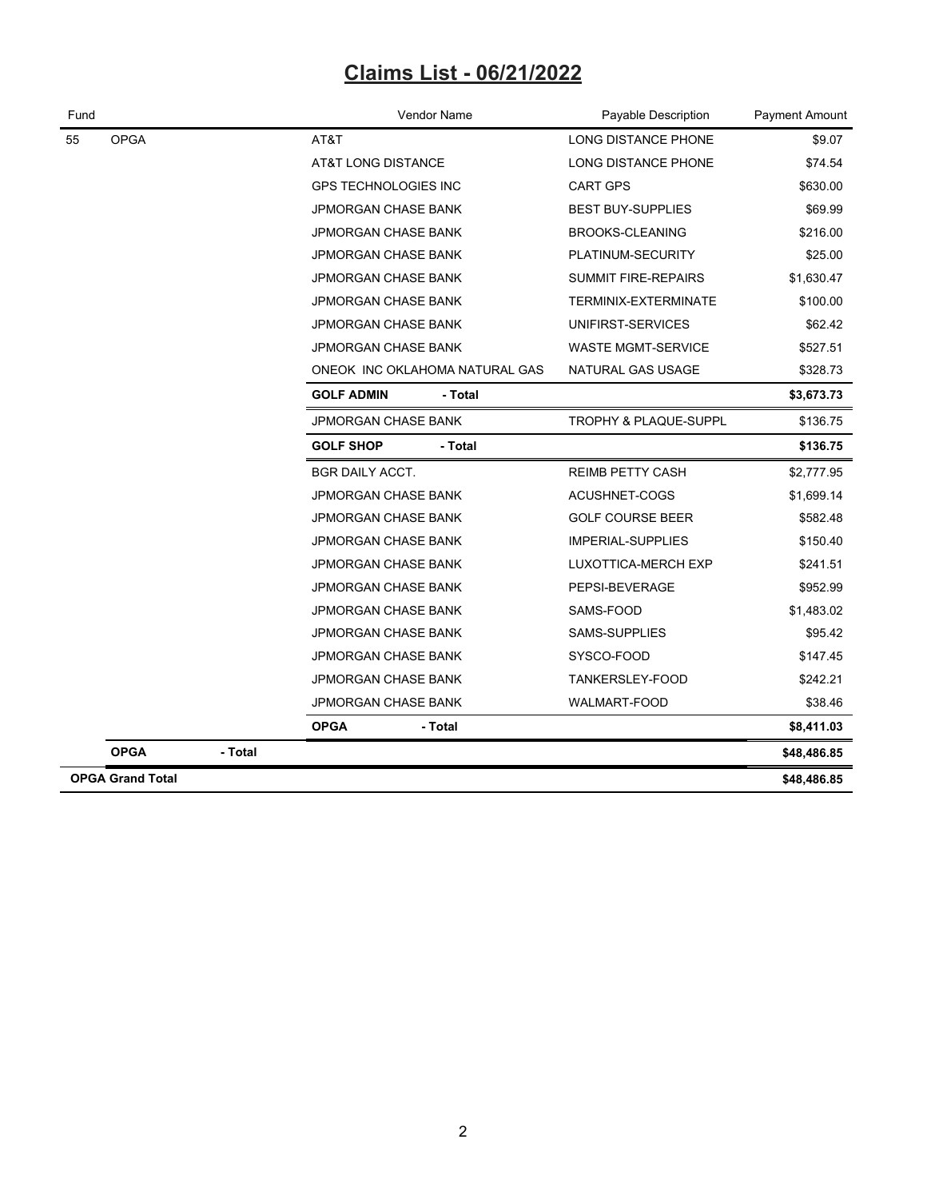# Claims List - 06/21/2022

| Fund | | | Vendor Name | Payable Description | Payment Amount |
|---|---|---|---|---|---|
| 55 | OPGA | | AT&T | LONG DISTANCE PHONE | $9.07 |
| | | | AT&T LONG DISTANCE | LONG DISTANCE PHONE | $74.54 |
| | | | GPS TECHNOLOGIES INC | CART GPS | $630.00 |
| | | | JPMORGAN CHASE BANK | BEST BUY-SUPPLIES | $69.99 |
| | | | JPMORGAN CHASE BANK | BROOKS-CLEANING | $216.00 |
| | | | JPMORGAN CHASE BANK | PLATINUM-SECURITY | $25.00 |
| | | | JPMORGAN CHASE BANK | SUMMIT FIRE-REPAIRS | $1,630.47 |
| | | | JPMORGAN CHASE BANK | TERMINIX-EXTERMINATE | $100.00 |
| | | | JPMORGAN CHASE BANK | UNIFIRST-SERVICES | $62.42 |
| | | | JPMORGAN CHASE BANK | WASTE MGMT-SERVICE | $527.51 |
| | | | ONEOK INC OKLAHOMA NATURAL GAS | NATURAL GAS USAGE | $328.73 |
| | | | **GOLF ADMIN - Total** | | **$3,673.73** |
| | | | JPMORGAN CHASE BANK | TROPHY & PLAQUE-SUPPL | $136.75 |
| | | | **GOLF SHOP - Total** | | **$136.75** |
| | | | BGR DAILY ACCT. | REIMB PETTY CASH | $2,777.95 |
| | | | JPMORGAN CHASE BANK | ACUSHNET-COGS | $1,699.14 |
| | | | JPMORGAN CHASE BANK | GOLF COURSE BEER | $582.48 |
| | | | JPMORGAN CHASE BANK | IMPERIAL-SUPPLIES | $150.40 |
| | | | JPMORGAN CHASE BANK | LUXOTTICA-MERCH EXP | $241.51 |
| | | | JPMORGAN CHASE BANK | PEPSI-BEVERAGE | $952.99 |
| | | | JPMORGAN CHASE BANK | SAMS-FOOD | $1,483.02 |
| | | | JPMORGAN CHASE BANK | SAMS-SUPPLIES | $95.42 |
| | | | JPMORGAN CHASE BANK | SYSCO-FOOD | $147.45 |
| | | | JPMORGAN CHASE BANK | TANKERSLEY-FOOD | $242.21 |
| | | | JPMORGAN CHASE BANK | WALMART-FOOD | $38.46 |
| | | | **OPGA - Total** | | **$8,411.03** |
| | **OPGA** | **- Total** | | | **$48,486.85** |
| **OPGA Grand Total** | | | | | **$48,486.85** |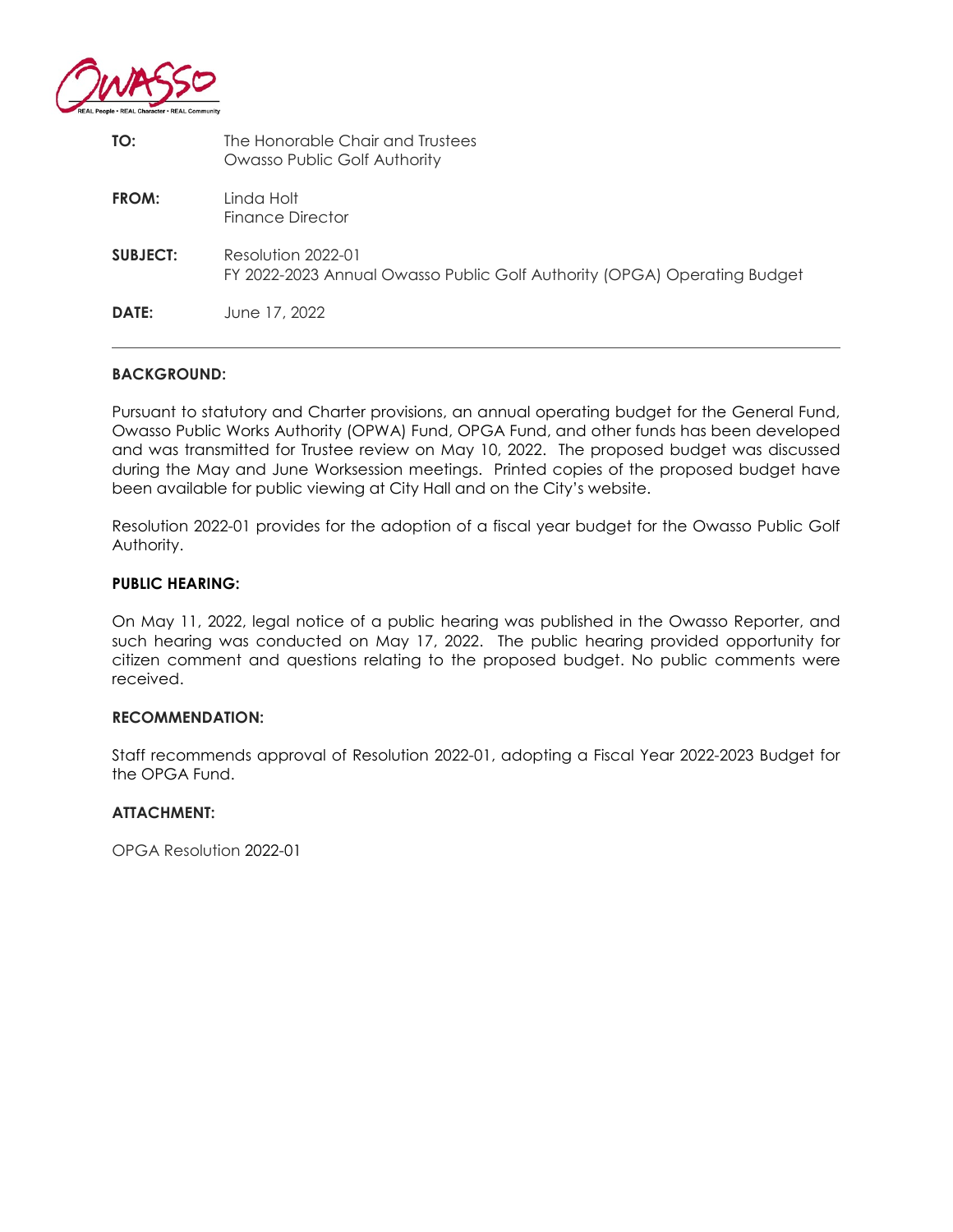**TO:** The Honorable Chair and Trustees
Owasso Public Golf Authority

**FROM:** Linda Holt
Finance Director

**SUBJECT:** Resolution 2022-01
FY 2022-2023 Annual Owasso Public Golf Authority (OPGA) Operating Budget

**DATE:** June 17, 2022

---

**BACKGROUND:**

Pursuant to statutory and Charter provisions, an annual operating budget for the General Fund, Owasso Public Works Authority (OPWA) Fund, OPGA Fund, and other funds has been developed and was transmitted for Trustee review on May 10, 2022. The proposed budget was discussed during the May and June Worksession meetings. Printed copies of the proposed budget have been available for public viewing at City Hall and on the City's website.

Resolution 2022-01 provides for the adoption of a fiscal year budget for the Owasso Public Golf Authority.

**PUBLIC HEARING:**

On May 11, 2022, legal notice of a public hearing was published in the Owasso Reporter, and such hearing was conducted on May 17, 2022. The public hearing provided opportunity for citizen comment and questions relating to the proposed budget. No public comments were received.

**RECOMMENDATION:**

Staff recommends approval of Resolution 2022-01, adopting a Fiscal Year 2022-2023 Budget for the OPGA Fund.

**ATTACHMENT:**

OPGA Resolution 2022-01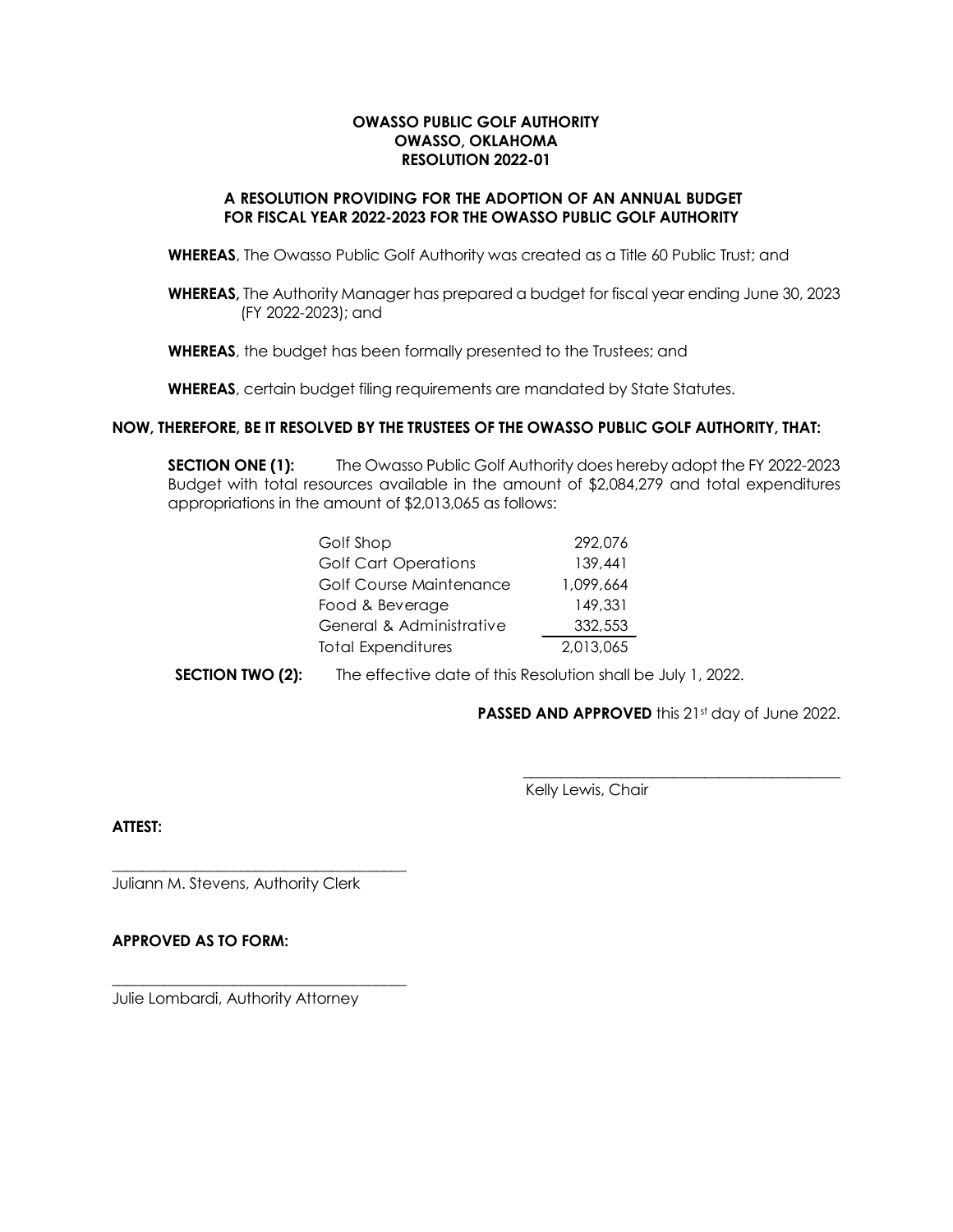**OWASSO PUBLIC GOLF AUTHORITY**
**OWASSO, OKLAHOMA**
**RESOLUTION 2022-01**

**A RESOLUTION PROVIDING FOR THE ADOPTION OF AN ANNUAL BUDGET FOR FISCAL YEAR 2022-2023 FOR THE OWASSO PUBLIC GOLF AUTHORITY**

**WHEREAS**, The Owasso Public Golf Authority was created as a Title 60 Public Trust; and

**WHEREAS,** The Authority Manager has prepared a budget for fiscal year ending June 30, 2023 (FY 2022-2023); and

**WHEREAS**, the budget has been formally presented to the Trustees; and

**WHEREAS**, certain budget filing requirements are mandated by State Statutes.

**NOW, THEREFORE, BE IT RESOLVED BY THE TRUSTEES OF THE OWASSO PUBLIC GOLF AUTHORITY, THAT:**

**SECTION ONE (1):** The Owasso Public Golf Authority does hereby adopt the FY 2022-2023 Budget with total resources available in the amount of $2,084,279 and total expenditures appropriations in the amount of $2,013,065 as follows:

| | |
|---|---:|
| Golf Shop | 292,076 |
| Golf Cart Operations | 139,441 |
| Golf Course Maintenance | 1,099,664 |
| Food & Beverage | 149,331 |
| General & Administrative | 332,553 |
| Total Expenditures | 2,013,065 |

**SECTION TWO (2):** The effective date of this Resolution shall be July 1, 2022.

**PASSED AND APPROVED** this 21st day of June 2022.

\_\_\_\_\_\_\_\_\_\_\_\_\_\_\_\_\_\_\_\_\_\_\_\_\_\_\_\_\_\_\_\_\_\_\_\_\_\_\_\_
Kelly Lewis, Chair

**ATTEST:**

\_\_\_\_\_\_\_\_\_\_\_\_\_\_\_\_\_\_\_\_\_\_\_\_\_\_\_\_\_\_\_\_\_\_\_\_\_\_\_\_
Juliann M. Stevens, Authority Clerk

**APPROVED AS TO FORM:**

\_\_\_\_\_\_\_\_\_\_\_\_\_\_\_\_\_\_\_\_\_\_\_\_\_\_\_\_\_\_\_\_\_\_\_\_\_\_\_\_
Julie Lombardi, Authority Attorney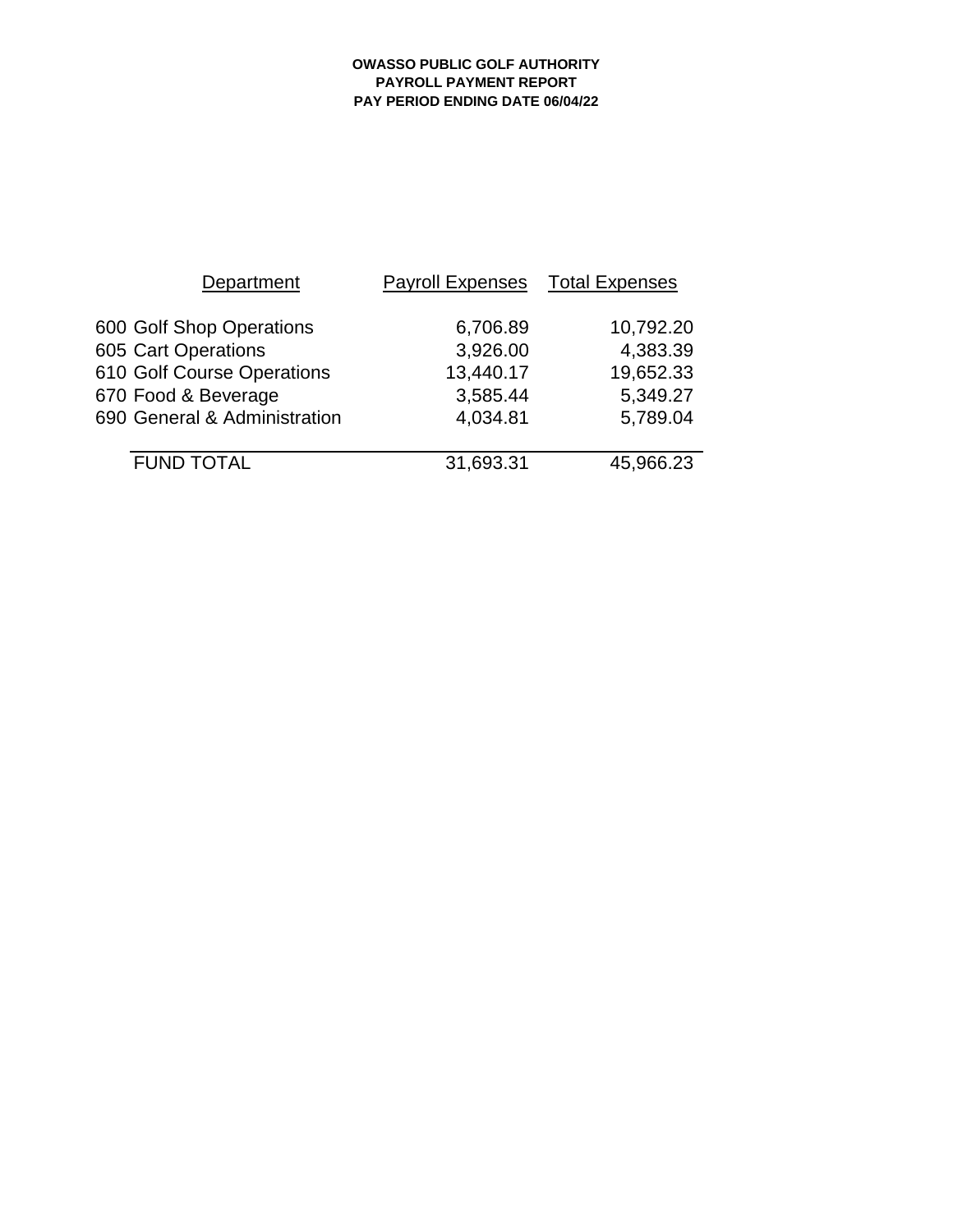**OWASSO PUBLIC GOLF AUTHORITY**
**PAYROLL PAYMENT REPORT**
**PAY PERIOD ENDING DATE 06/04/22**

| Department | Payroll Expenses | Total Expenses |
|---|---|---|
| 600 Golf Shop Operations | 6,706.89 | 10,792.20 |
| 605 Cart Operations | 3,926.00 | 4,383.39 |
| 610 Golf Course Operations | 13,440.17 | 19,652.33 |
| 670 Food & Beverage | 3,585.44 | 5,349.27 |
| 690 General & Administration | 4,034.81 | 5,789.04 |
| FUND TOTAL | 31,693.31 | 45,966.23 |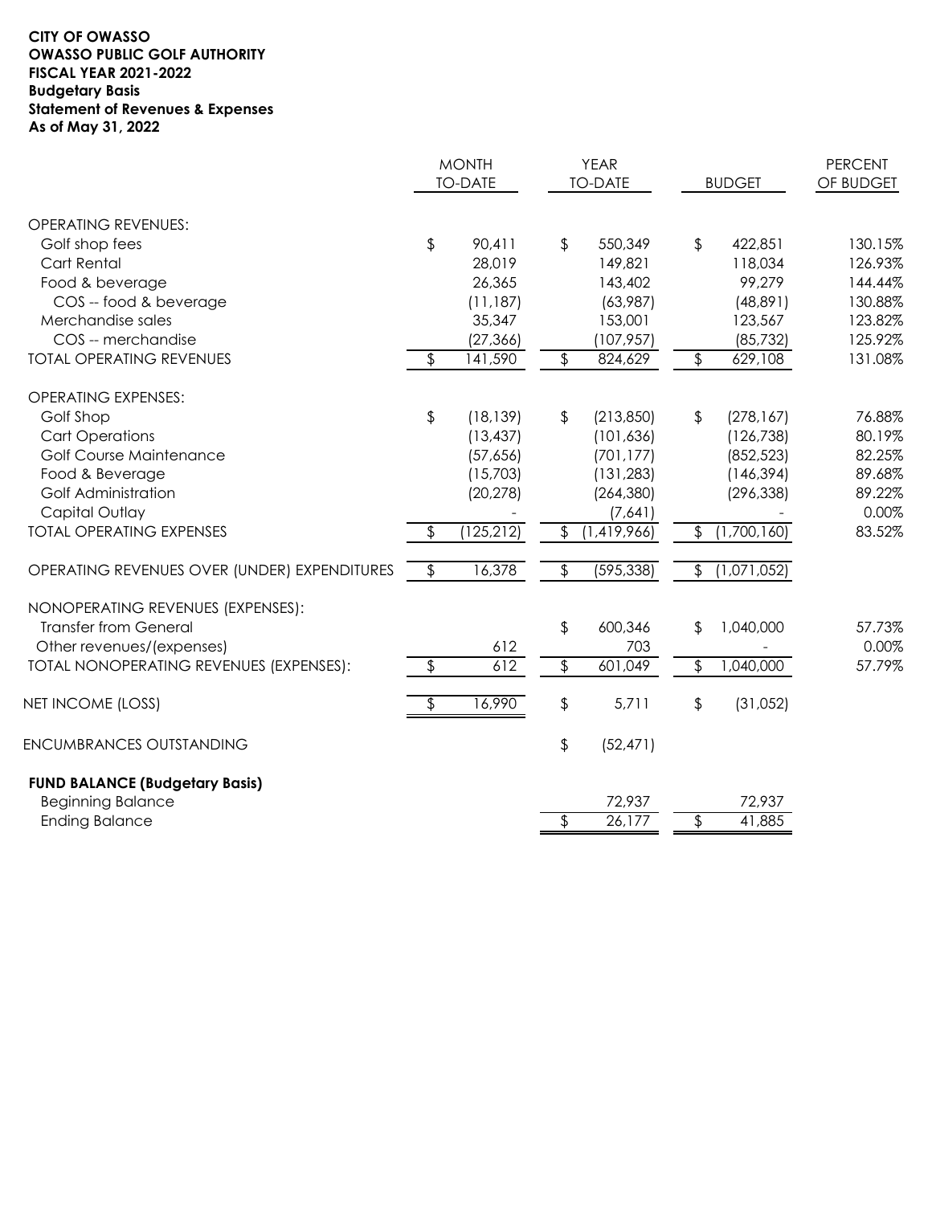**CITY OF OWASSO**
**OWASSO PUBLIC GOLF AUTHORITY**
**FISCAL YEAR 2021-2022**
**Budgetary Basis**
**Statement of Revenues & Expenses**
**As of May 31, 2022**

| | MONTH TO-DATE | YEAR TO-DATE | BUDGET | PERCENT OF BUDGET |
|---|---|---|---|---|
| OPERATING REVENUES: | | | | |
| Golf shop fees | $ 90,411 | $ 550,349 | $ 422,851 | 130.15% |
| Cart Rental | 28,019 | 149,821 | 118,034 | 126.93% |
| Food & beverage | 26,365 | 143,402 | 99,279 | 144.44% |
| COS -- food & beverage | (11,187) | (63,987) | (48,891) | 130.88% |
| Merchandise sales | 35,347 | 153,001 | 123,567 | 123.82% |
| COS -- merchandise | (27,366) | (107,957) | (85,732) | 125.92% |
| TOTAL OPERATING REVENUES | $ 141,590 | $ 824,629 | $ 629,108 | 131.08% |
| OPERATING EXPENSES: | | | | |
| Golf Shop | $ (18,139) | $ (213,850) | $ (278,167) | 76.88% |
| Cart Operations | (13,437) | (101,636) | (126,738) | 80.19% |
| Golf Course Maintenance | (57,656) | (701,177) | (852,523) | 82.25% |
| Food & Beverage | (15,703) | (131,283) | (146,394) | 89.68% |
| Golf Administration | (20,278) | (264,380) | (296,338) | 89.22% |
| Capital Outlay | - | (7,641) | - | 0.00% |
| TOTAL OPERATING EXPENSES | $ (125,212) | $ (1,419,966) | $ (1,700,160) | 83.52% |
| OPERATING REVENUES OVER (UNDER) EXPENDITURES | $ 16,378 | $ (595,338) | $ (1,071,052) | |
| NONOPERATING REVENUES (EXPENSES): | | | | |
| Transfer from General | | $ 600,346 | $ 1,040,000 | 57.73% |
| Other revenues/(expenses) | 612 | 703 | - | 0.00% |
| TOTAL NONOPERATING REVENUES (EXPENSES): | $ 612 | $ 601,049 | $ 1,040,000 | 57.79% |
| NET INCOME (LOSS) | $ 16,990 | $ 5,711 | $ (31,052) | |
| ENCUMBRANCES OUTSTANDING | | $ (52,471) | | |
| **FUND BALANCE (Budgetary Basis)** | | | | |
| Beginning Balance | | 72,937 | 72,937 | |
| Ending Balance | | $ 26,177 | $ 41,885 | |